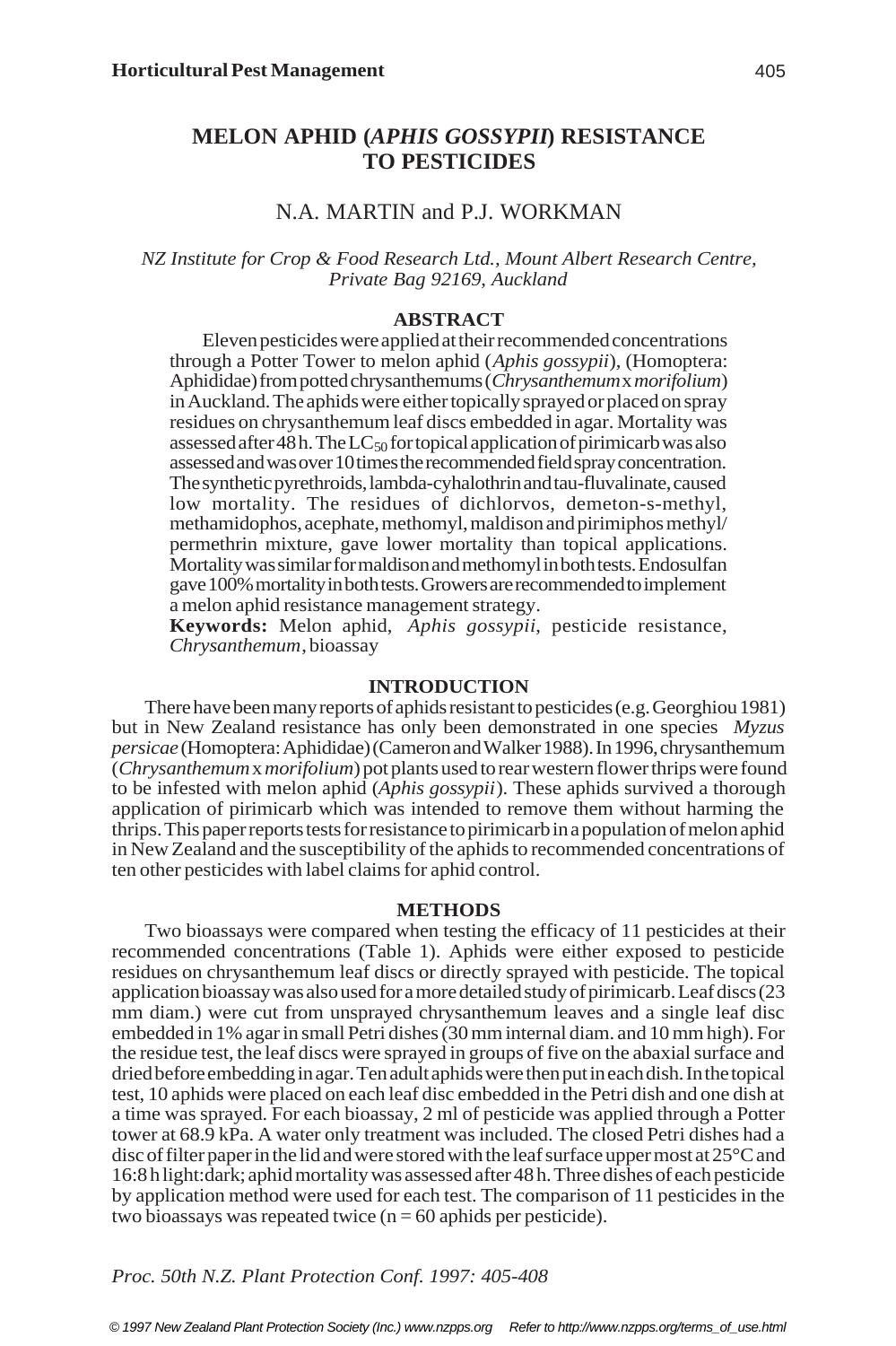# MELON APHID (*APHIS GOSSYPII*) RESISTANCE TO PESTICIDES

N.A. MARTIN and P.J. WORKMAN

*NZ Institute for Crop & Food Research Ltd., Mount Albert Research Centre, Private Bag 92169, Auckland*

## ABSTRACT

Eleven pesticides were applied at their recommended concentrations through a Potter Tower to melon aphid (*Aphis gossypii*), (Homoptera: Aphididae) from potted chrysanthemums (*Chrysanthemum* x *morifolium*) in Auckland. The aphids were either topically sprayed or placed on spray residues on chrysanthemum leaf discs embedded in agar. Mortality was assessed after 48 h. The $LC_{50}$ for topical application of pirimicarb was also assessed and was over 10 times the recommended field spray concentration. The synthetic pyrethroids, lambda-cyhalothrin and tau-fluvalinate, caused low mortality. The residues of dichlorvos, demeton-s-methyl, methamidophos, acephate, methomyl, maldison and pirimiphos methyl/permethrin mixture, gave lower mortality than topical applications. Mortality was similar for maldison and methomyl in both tests. Endosulfan gave 100% mortality in both tests. Growers are recommended to implement a melon aphid resistance management strategy.

**Keywords:** Melon aphid, *Aphis gossypii*, pesticide resistance, *Chrysanthemum*, bioassay

## INTRODUCTION

There have been many reports of aphids resistant to pesticides (e.g. Georghiou 1981) but in New Zealand resistance has only been demonstrated in one species *Myzus persicae* (Homoptera: Aphididae) (Cameron and Walker 1988). In 1996, chrysanthemum (*Chrysanthemum* x *morifolium*) pot plants used to rear western flower thrips were found to be infested with melon aphid (*Aphis gossypii*). These aphids survived a thorough application of pirimicarb which was intended to remove them without harming the thrips. This paper reports tests for resistance to pirimicarb in a population of melon aphid in New Zealand and the susceptibility of the aphids to recommended concentrations of ten other pesticides with label claims for aphid control.

## METHODS

Two bioassays were compared when testing the efficacy of 11 pesticides at their recommended concentrations (Table 1). Aphids were either exposed to pesticide residues on chrysanthemum leaf discs or directly sprayed with pesticide. The topical application bioassay was also used for a more detailed study of pirimicarb. Leaf discs (23 mm diam.) were cut from unsprayed chrysanthemum leaves and a single leaf disc embedded in 1% agar in small Petri dishes (30 mm internal diam. and 10 mm high). For the residue test, the leaf discs were sprayed in groups of five on the abaxial surface and dried before embedding in agar. Ten adult aphids were then put in each dish. In the topical test, 10 aphids were placed on each leaf disc embedded in the Petri dish and one dish at a time was sprayed. For each bioassay, 2 ml of pesticide was applied through a Potter tower at 68.9 kPa. A water only treatment was included. The closed Petri dishes had a disc of filter paper in the lid and were stored with the leaf surface upper most at 25°C and 16:8 h light:dark; aphid mortality was assessed after 48 h. Three dishes of each pesticide by application method were used for each test. The comparison of 11 pesticides in the two bioassays was repeated twice (n = 60 aphids per pesticide).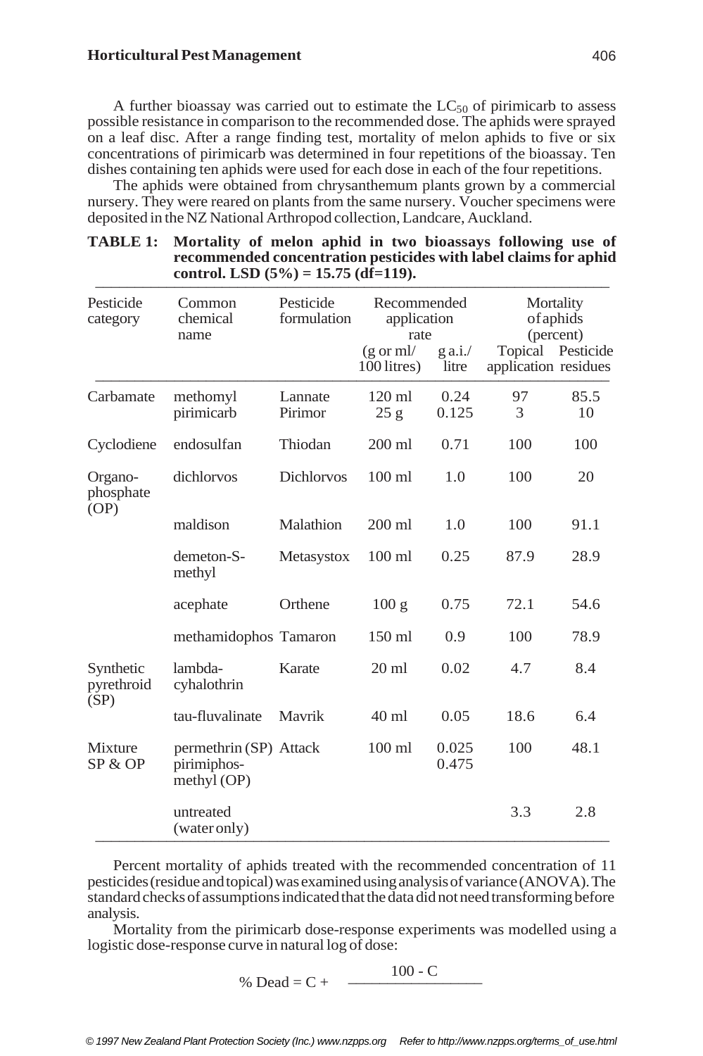A further bioassay was carried out to estimate the $LC_{50}$ of pirimicarb to assess possible resistance in comparison to the recommended dose. The aphids were sprayed on a leaf disc. After a range finding test, mortality of melon aphids to five or six concentrations of pirimicarb was determined in four repetitions of the bioassay. Ten dishes containing ten aphids were used for each dose in each of the four repetitions.

The aphids were obtained from chrysanthemum plants grown by a commercial nursery. They were reared on plants from the same nursery. Voucher specimens were deposited in the NZ National Arthropod collection, Landcare, Auckland.

**TABLE 1: Mortality of melon aphid in two bioassays following use of recommended concentration pesticides with label claims for aphid control. LSD (5%) = 15.75 (df=119).**

| Pesticide category | Common chemical name | Pesticide formulation | Recommended application rate | | Mortality of aphids (percent) | |
|---|---|---|---|---|---|---|
| | | | (g or ml/ 100 litres) | g a.i./ litre | Topical application | Pesticide residues |
| Carbamate | methomyl | Lannate | 120 ml | 0.24 | 97 | 85.5 |
| | pirimicarb | Pirimor | 25 g | 0.125 | 3 | 10 |
| Cyclodiene | endosulfan | Thiodan | 200 ml | 0.71 | 100 | 100 |
| Organo-phosphate (OP) | dichlorvos | Dichlorvos | 100 ml | 1.0 | 100 | 20 |
| | maldison | Malathion | 200 ml | 1.0 | 100 | 91.1 |
| | demeton-S-methyl | Metasystox | 100 ml | 0.25 | 87.9 | 28.9 |
| | acephate | Orthene | 100 g | 0.75 | 72.1 | 54.6 |
| | methamidophos | Tamaron | 150 ml | 0.9 | 100 | 78.9 |
| Synthetic pyrethroid (SP) | lambda-cyhalothrin | Karate | 20 ml | 0.02 | 4.7 | 8.4 |
| | tau-fluvalinate | Mavrik | 40 ml | 0.05 | 18.6 | 6.4 |
| Mixture SP & OP | permethrin (SP) pirimiphos-methyl (OP) | Attack | 100 ml | 0.025 0.475 | 100 | 48.1 |
| | untreated (water only) | | | | 3.3 | 2.8 |

Percent mortality of aphids treated with the recommended concentration of 11 pesticides (residue and topical) was examined using analysis of variance (ANOVA). The standard checks of assumptions indicated that the data did not need transforming before analysis.

Mortality from the pirimicarb dose-response experiments was modelled using a logistic dose-response curve in natural log of dose:

$$\% \text{ Dead} = C + \frac{100 - C}{\quad}$$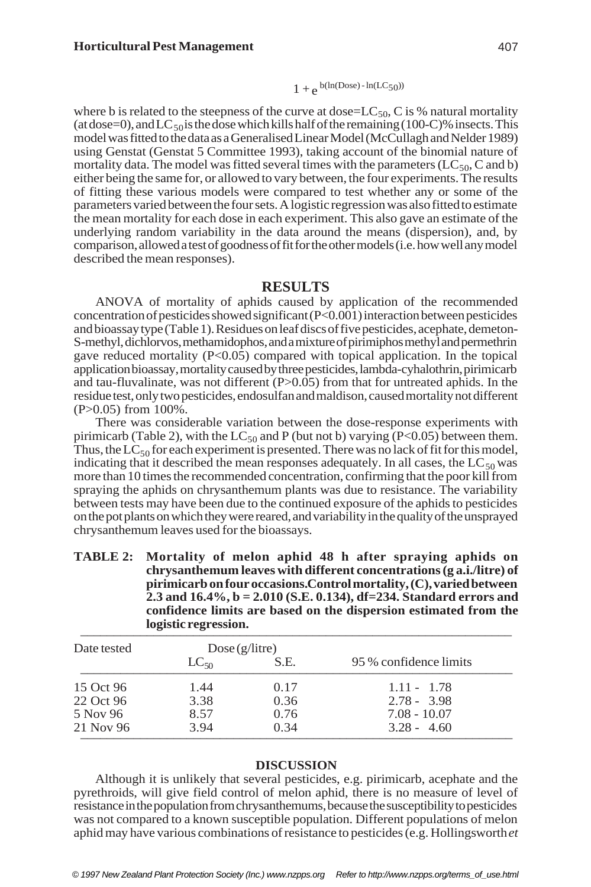$$1 + e^{b(\ln(\text{Dose}) - \ln(LC_{50}))}$$

where b is related to the steepness of the curve at dose=$LC_{50}$, C is % natural mortality (at dose=0), and $LC_{50}$ is the dose which kills half of the remaining (100-C)% insects. This model was fitted to the data as a Generalised Linear Model (McCullagh and Nelder 1989) using Genstat (Genstat 5 Committee 1993), taking account of the binomial nature of mortality data. The model was fitted several times with the parameters ($LC_{50}$, C and b) either being the same for, or allowed to vary between, the four experiments. The results of fitting these various models were compared to test whether any or some of the parameters varied between the four sets. A logistic regression was also fitted to estimate the mean mortality for each dose in each experiment. This also gave an estimate of the underlying random variability in the data around the means (dispersion), and, by comparison, allowed a test of goodness of fit for the other models (i.e. how well any model described the mean responses).

## RESULTS

ANOVA of mortality of aphids caused by application of the recommended concentration of pesticides showed significant ($P<0.001$) interaction between pesticides and bioassay type (Table 1). Residues on leaf discs of five pesticides, acephate, demeton-S-methyl, dichlorvos, methamidophos, and a mixture of pirimiphos methyl and permethrin gave reduced mortality ($P<0.05$) compared with topical application. In the topical application bioassay, mortality caused by three pesticides, lambda-cyhalothrin, pirimicarb and tau-fluvalinate, was not different ($P>0.05$) from that for untreated aphids. In the residue test, only two pesticides, endosulfan and maldison, caused mortality not different ($P>0.05$) from 100%.

There was considerable variation between the dose-response experiments with pirimicarb (Table 2), with the $LC_{50}$ and P (but not b) varying ($P<0.05$) between them. Thus, the $LC_{50}$ for each experiment is presented. There was no lack of fit for this model, indicating that it described the mean responses adequately. In all cases, the $LC_{50}$ was more than 10 times the recommended concentration, confirming that the poor kill from spraying the aphids on chrysanthemum plants was due to resistance. The variability between tests may have been due to the continued exposure of the aphids to pesticides on the pot plants on which they were reared, and variability in the quality of the unsprayed chrysanthemum leaves used for the bioassays.

**TABLE 2: Mortality of melon aphid 48 h after spraying aphids on chrysanthemum leaves with different concentrations (g a.i./litre) of pirimicarb on four occasions. Control mortality, (C), varied between 2.3 and 16.4%, b = 2.010 (S.E. 0.134), df=234. Standard errors and confidence limits are based on the dispersion estimated from the logistic regression.**

| Date tested | Dose (g/litre) | | |
|---|---|---|---|
| | $LC_{50}$ | S.E. | 95 % confidence limits |
| 15 Oct 96 | 1.44 | 0.17 | 1.11 - 1.78 |
| 22 Oct 96 | 3.38 | 0.36 | 2.78 - 3.98 |
| 5 Nov 96 | 8.57 | 0.76 | 7.08 - 10.07 |
| 21 Nov 96 | 3.94 | 0.34 | 3.28 - 4.60 |

## DISCUSSION

Although it is unlikely that several pesticides, e.g. pirimicarb, acephate and the pyrethroids, will give field control of melon aphid, there is no measure of level of resistance in the population from chrysanthemums, because the susceptibility to pesticides was not compared to a known susceptible population. Different populations of melon aphid may have various combinations of resistance to pesticides (e.g. Hollingsworth *et*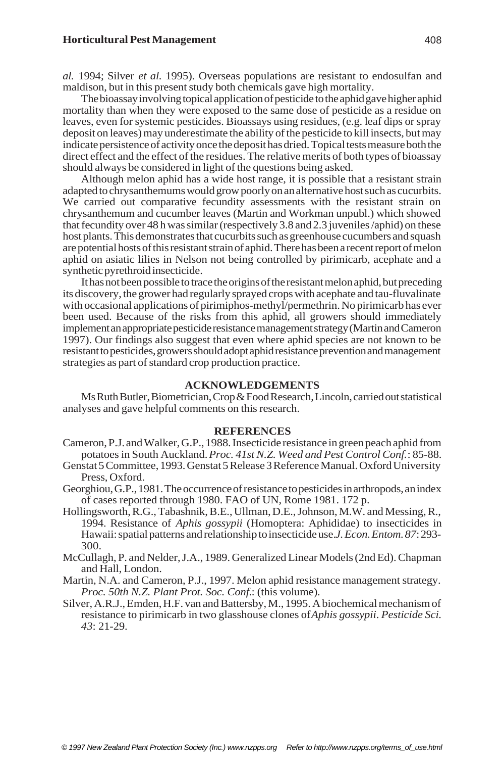*al.* 1994; Silver *et al.* 1995). Overseas populations are resistant to endosulfan and maldison, but in this present study both chemicals gave high mortality.

The bioassay involving topical application of pesticide to the aphid gave higher aphid mortality than when they were exposed to the same dose of pesticide as a residue on leaves, even for systemic pesticides. Bioassays using residues, (e.g. leaf dips or spray deposit on leaves) may underestimate the ability of the pesticide to kill insects, but may indicate persistence of activity once the deposit has dried. Topical tests measure both the direct effect and the effect of the residues. The relative merits of both types of bioassay should always be considered in light of the questions being asked.

Although melon aphid has a wide host range, it is possible that a resistant strain adapted to chrysanthemums would grow poorly on an alternative host such as cucurbits. We carried out comparative fecundity assessments with the resistant strain on chrysanthemum and cucumber leaves (Martin and Workman unpubl.) which showed that fecundity over 48 h was similar (respectively 3.8 and 2.3 juveniles /aphid) on these host plants. This demonstrates that cucurbits such as greenhouse cucumbers and squash are potential hosts of this resistant strain of aphid. There has been a recent report of melon aphid on asiatic lilies in Nelson not being controlled by pirimicarb, acephate and a synthetic pyrethroid insecticide.

It has not been possible to trace the origins of the resistant melon aphid, but preceding its discovery, the grower had regularly sprayed crops with acephate and tau-fluvalinate with occasional applications of pirimiphos-methyl/permethrin. No pirimicarb has ever been used. Because of the risks from this aphid, all growers should immediately implement an appropriate pesticide resistance management strategy (Martin and Cameron 1997). Our findings also suggest that even where aphid species are not known to be resistant to pesticides, growers should adopt aphid resistance prevention and management strategies as part of standard crop production practice.

## ACKNOWLEDGEMENTS

Ms Ruth Butler, Biometrician, Crop & Food Research, Lincoln, carried out statistical analyses and gave helpful comments on this research.

## REFERENCES

Cameron, P.J. and Walker, G.P., 1988. Insecticide resistance in green peach aphid from potatoes in South Auckland. *Proc. 41st N.Z. Weed and Pest Control Conf.*: 85-88.

Genstat 5 Committee, 1993. Genstat 5 Release 3 Reference Manual. Oxford University Press, Oxford.

Georghiou, G.P., 1981. The occurrence of resistance to pesticides in arthropods, an index of cases reported through 1980. FAO of UN, Rome 1981. 172 p.

Hollingsworth, R.G., Tabashnik, B.E., Ullman, D.E., Johnson, M.W. and Messing, R., 1994. Resistance of *Aphis gossypii* (Homoptera: Aphididae) to insecticides in Hawaii: spatial patterns and relationship to insecticide use. *J. Econ. Entom. 87*: 293-300.

McCullagh, P. and Nelder, J.A., 1989. Generalized Linear Models (2nd Ed). Chapman and Hall, London.

Martin, N.A. and Cameron, P.J., 1997. Melon aphid resistance management strategy. *Proc. 50th N.Z. Plant Prot. Soc. Conf.*: (this volume).

Silver, A.R.J., Emden, H.F. van and Battersby, M., 1995. A biochemical mechanism of resistance to pirimicarb in two glasshouse clones of *Aphis gossypii*. *Pesticide Sci. 43*: 21-29.